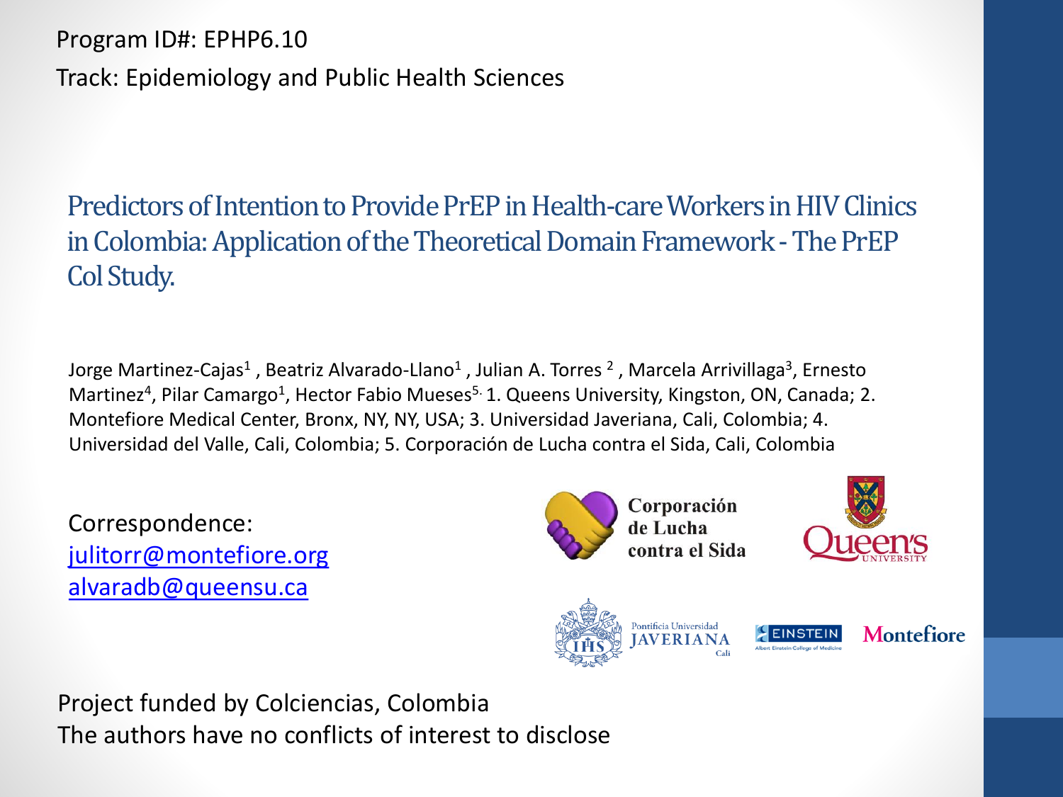Program ID#: EPHP6.10

Track: Epidemiology and Public Health Sciences

# Predictors of Intention to Provide PrEP in Health-care Workers in HIV Clinics in Colombia: Application of the Theoretical Domain Framework - The PrEP Col Study.

Jorge Martinez-Cajas[1] , Beatriz Alvarado-Llano[1] , Julian A. Torres [2] , Marcela Arrivillaga[3], Ernesto Martinez[4], Pilar Camargo[1], Hector Fabio Mueses[5]. 1. Queens University, Kingston, ON, Canada; 2. Montefiore Medical Center, Bronx, NY, NY, USA; 3. Universidad Javeriana, Cali, Colombia; 4. Universidad del Valle, Cali, Colombia; 5. Corporación de Lucha contra el Sida, Cali, Colombia

Correspondence:
julitorr@montefiore.org
alvaradb@queensu.ca

Corporación de Lucha contra el Sida

Queen's University

Pontificia Universidad Javeriana Cali

Einstein Albert Einstein College of Medicine

Montefiore

Project funded by Colciencias, Colombia

The authors have no conflicts of interest to disclose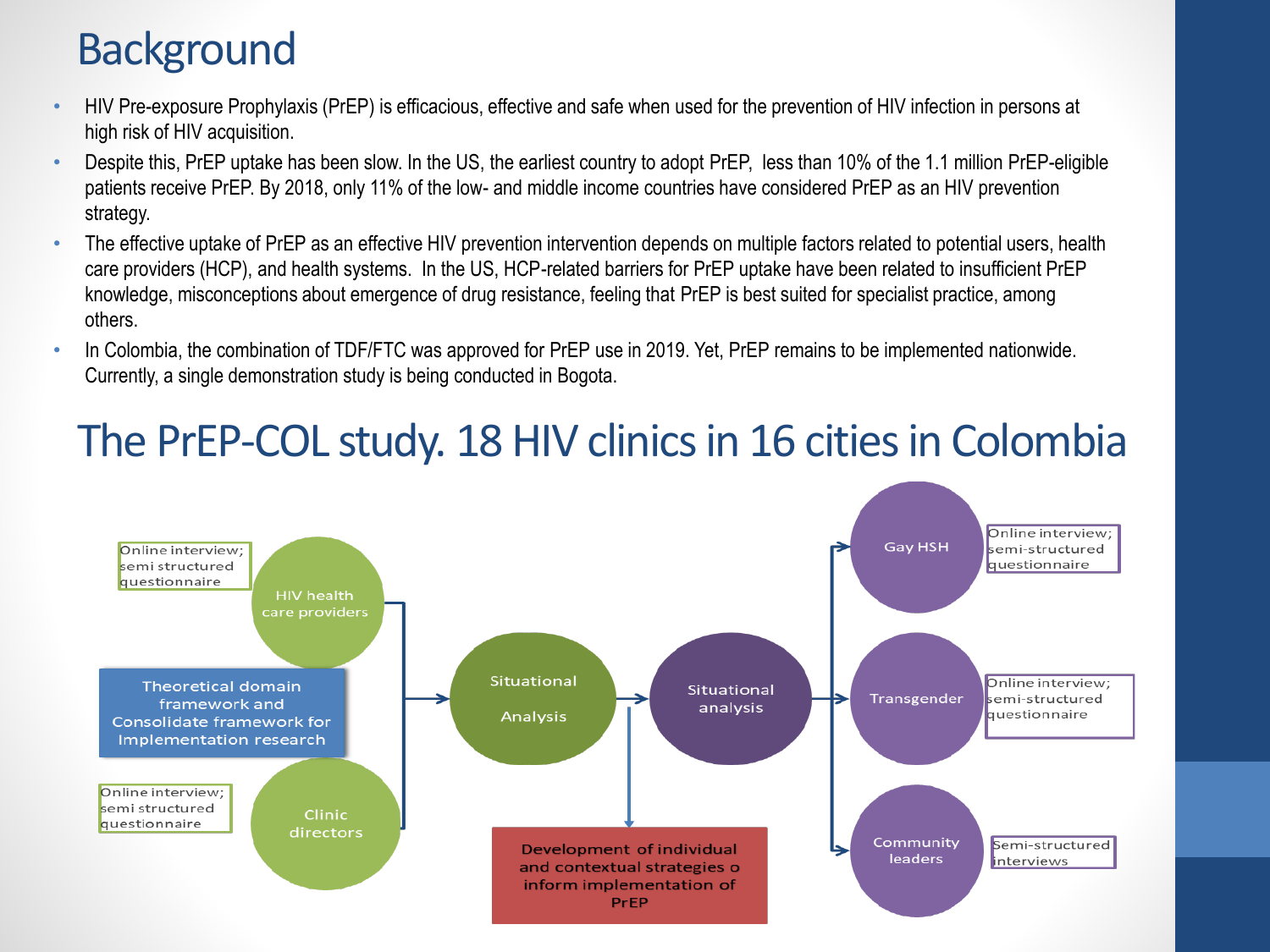# Background

- HIV Pre-exposure Prophylaxis (PrEP) is efficacious, effective and safe when used for the prevention of HIV infection in persons at high risk of HIV acquisition.
- Despite this, PrEP uptake has been slow. In the US, the earliest country to adopt PrEP, less than 10% of the 1.1 million PrEP-eligible patients receive PrEP. By 2018, only 11% of the low- and middle income countries have considered PrEP as an HIV prevention strategy.
- The effective uptake of PrEP as an effective HIV prevention intervention depends on multiple factors related to potential users, health care providers (HCP), and health systems. In the US, HCP-related barriers for PrEP uptake have been related to insufficient PrEP knowledge, misconceptions about emergence of drug resistance, feeling that PrEP is best suited for specialist practice, among others.
- In Colombia, the combination of TDF/FTC was approved for PrEP use in 2019. Yet, PrEP remains to be implemented nationwide. Currently, a single demonstration study is being conducted in Bogota.

# The PrEP-COL study. 18 HIV clinics in 16 cities in Colombia

Online interview; semi structured questionnaire

HIV health care providers

Theoretical domain framework and Consolidate framework for Implementation research

Online interview; semi structured questionnaire

Clinic directors

Situational Analysis

Situational analysis

Development of individual and contextual strategies o inform implementation of PrEP

Gay HSH

Online interview; semi-structured questionnaire

Transgender

Online interview; semi-structured questionnaire

Community leaders

Semi-structured interviews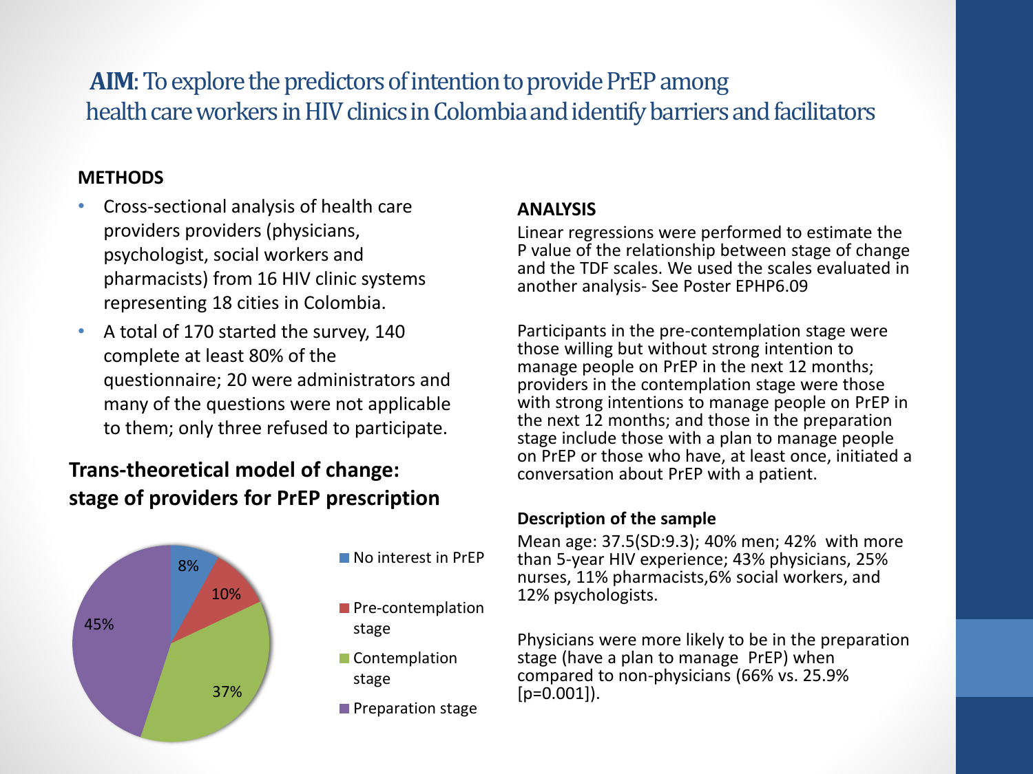**AIM**: To explore the predictors of intention to provide PrEP among health care workers in HIV clinics in Colombia and identify barriers and facilitators

**METHODS**

- Cross-sectional analysis of health care providers providers (physicians, psychologist, social workers and pharmacists) from 16 HIV clinic systems representing 18 cities in Colombia.
- A total of 170 started the survey, 140 complete at least 80% of the questionnaire; 20 were administrators and many of the questions were not applicable to them; only three refused to participate.

**Trans-theoretical model of change: stage of providers for PrEP prescription**

| Stage | % |
|---|---|
| No interest in PrEP | 8% |
| Pre-contemplation stage | 10% |
| Contemplation stage | 37% |
| Preparation stage | 45% |

**ANALYSIS**

Linear regressions were performed to estimate the P value of the relationship between stage of change and the TDF scales. We used the scales evaluated in another analysis- See Poster EPHP6.09

Participants in the pre-contemplation stage were those willing but without strong intention to manage people on PrEP in the next 12 months; providers in the contemplation stage were those with strong intentions to manage people on PrEP in the next 12 months; and those in the preparation stage include those with a plan to manage people on PrEP or those who have, at least once, initiated a conversation about PrEP with a patient.

**Description of the sample**

Mean age: 37.5(SD:9.3); 40% men; 42% with more than 5-year HIV experience; 43% physicians, 25% nurses, 11% pharmacists,6% social workers, and 12% psychologists.

Physicians were more likely to be in the preparation stage (have a plan to manage PrEP) when compared to non-physicians (66% vs. 25.9% [$p=0.001$]).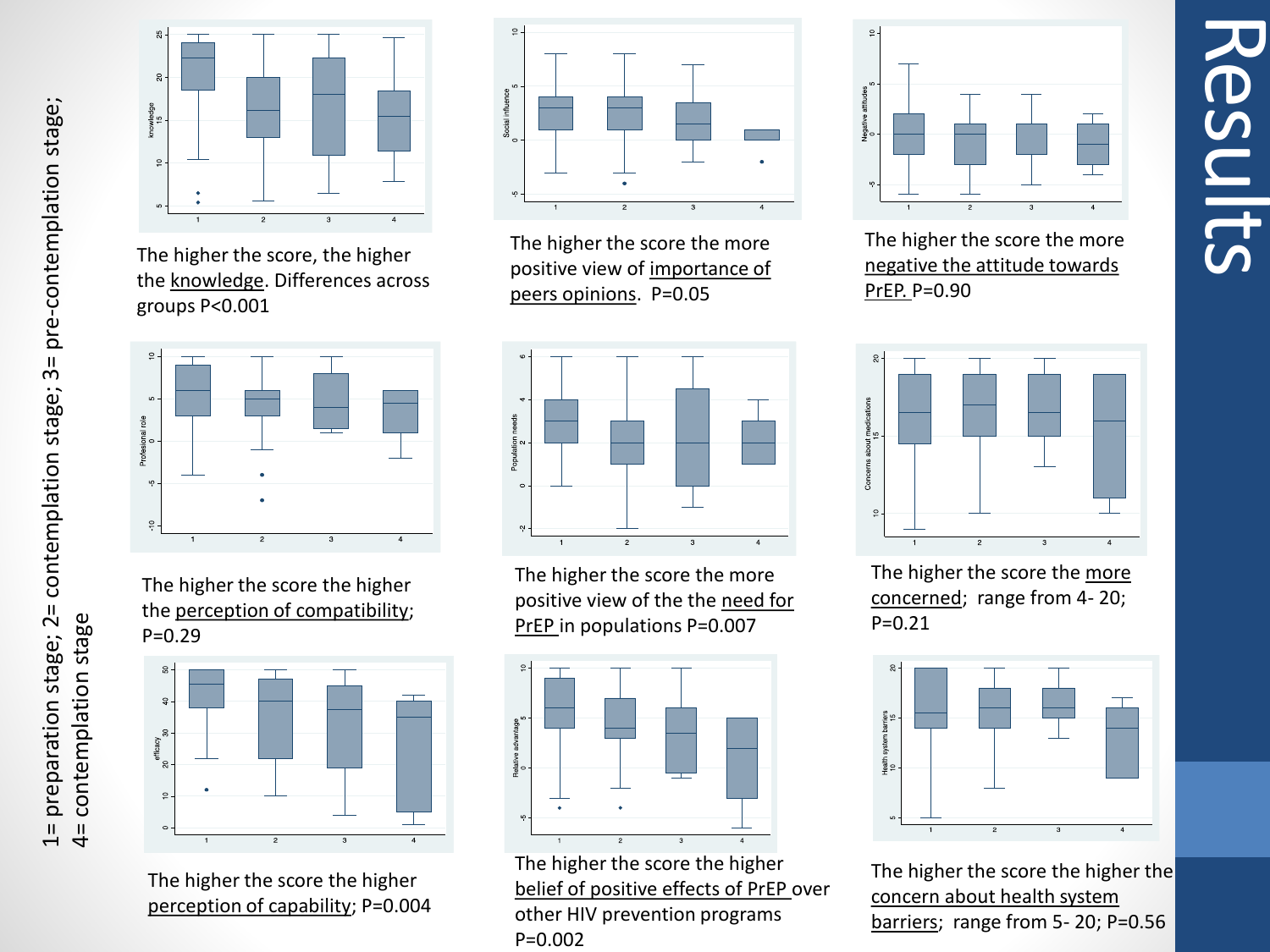# Results

1= preparation stage; 2= contemplation stage; 3= pre-contemplation stage; 4= contemplation stage

The higher the score, the higher the <u>knowledge</u>. Differences across groups P<0.001

The higher the score the more positive view of <u>importance of peers opinions</u>. P=0.05

The higher the score the more <u>negative the attitude towards PrEP.</u> P=0.90

The higher the score the higher the <u>perception of compatibility</u>; P=0.29

The higher the score the more positive view of the the <u>need for PrEP</u> in populations P=0.007

The higher the score the <u>more concerned</u>; range from 4- 20; P=0.21

The higher the score the higher <u>perception of capability</u>; P=0.004

The higher the score the higher <u>belief of positive effects of PrEP</u> over other HIV prevention programs P=0.002

The higher the score the higher the <u>concern about health system barriers</u>; range from 5- 20; P=0.56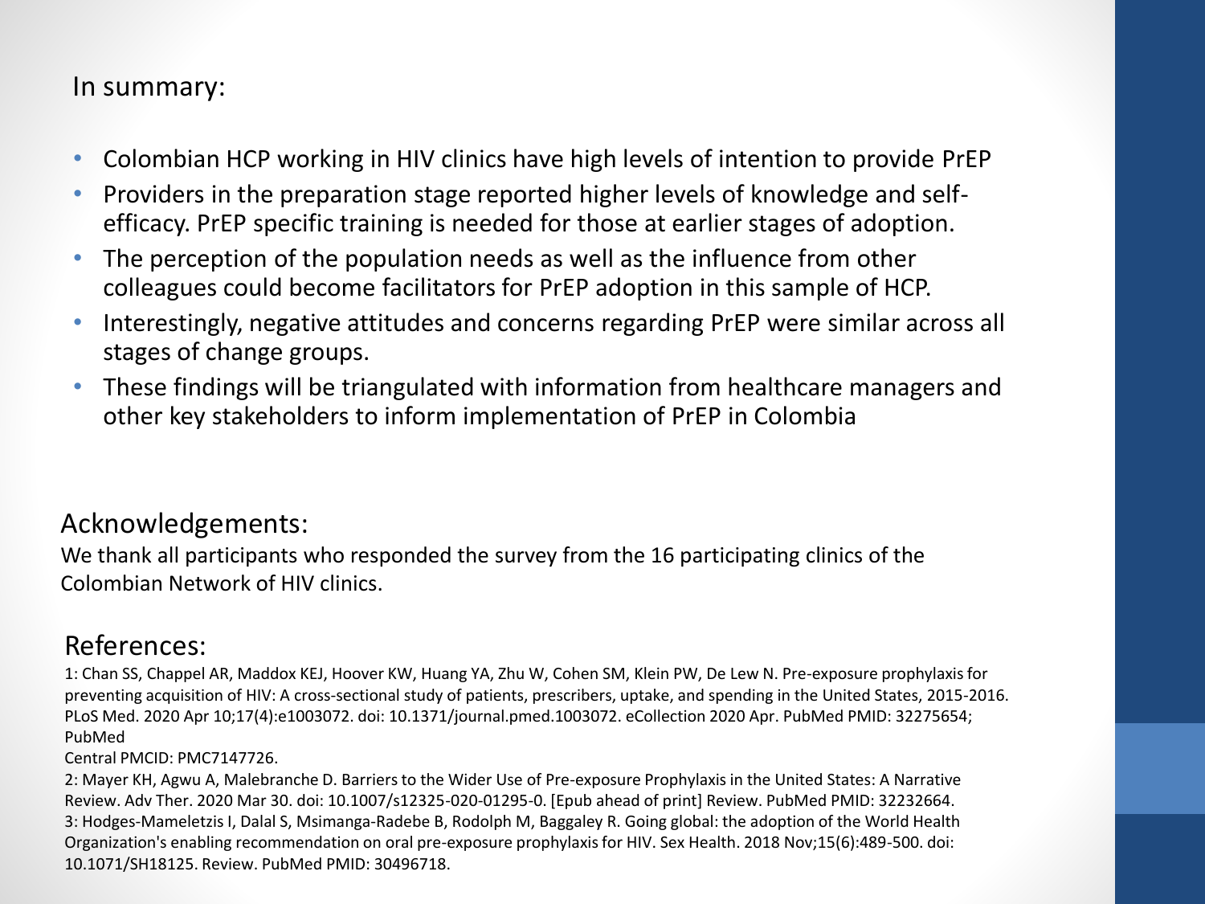## In summary:

- Colombian HCP working in HIV clinics have high levels of intention to provide PrEP
- Providers in the preparation stage reported higher levels of knowledge and self-efficacy. PrEP specific training is needed for those at earlier stages of adoption.
- The perception of the population needs as well as the influence from other colleagues could become facilitators for PrEP adoption in this sample of HCP.
- Interestingly, negative attitudes and concerns regarding PrEP were similar across all stages of change groups.
- These findings will be triangulated with information from healthcare managers and other key stakeholders to inform implementation of PrEP in Colombia

## Acknowledgements:

We thank all participants who responded the survey from the 16 participating clinics of the Colombian Network of HIV clinics.

## References:

1: Chan SS, Chappel AR, Maddox KEJ, Hoover KW, Huang YA, Zhu W, Cohen SM, Klein PW, De Lew N. Pre-exposure prophylaxis for preventing acquisition of HIV: A cross-sectional study of patients, prescribers, uptake, and spending in the United States, 2015-2016. PLoS Med. 2020 Apr 10;17(4):e1003072. doi: 10.1371/journal.pmed.1003072. eCollection 2020 Apr. PubMed PMID: 32275654; PubMed
Central PMCID: PMC7147726.

2: Mayer KH, Agwu A, Malebranche D. Barriers to the Wider Use of Pre-exposure Prophylaxis in the United States: A Narrative Review. Adv Ther. 2020 Mar 30. doi: 10.1007/s12325-020-01295-0. [Epub ahead of print] Review. PubMed PMID: 32232664.

3: Hodges-Mameletzis I, Dalal S, Msimanga-Radebe B, Rodolph M, Baggaley R. Going global: the adoption of the World Health Organization's enabling recommendation on oral pre-exposure prophylaxis for HIV. Sex Health. 2018 Nov;15(6):489-500. doi: 10.1071/SH18125. Review. PubMed PMID: 30496718.